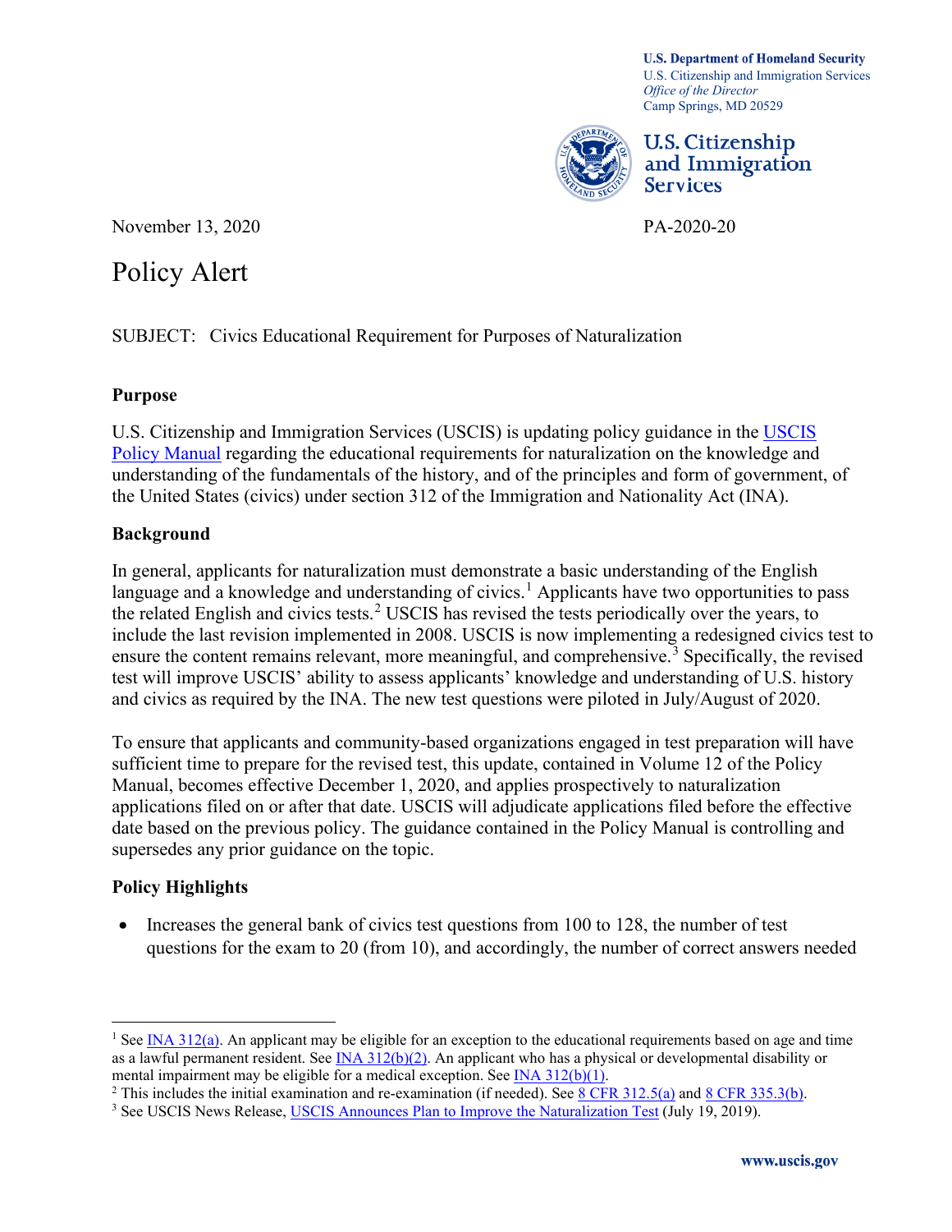U.S. Department of Homeland Security
U.S. Citizenship and Immigration Services
*Office of the Director*
Camp Springs, MD 20529

U.S. Citizenship and Immigration Services

November 13, 2020

PA-2020-20

# Policy Alert

SUBJECT: Civics Educational Requirement for Purposes of Naturalization

## Purpose

U.S. Citizenship and Immigration Services (USCIS) is updating policy guidance in the USCIS Policy Manual regarding the educational requirements for naturalization on the knowledge and understanding of the fundamentals of the history, and of the principles and form of government, of the United States (civics) under section 312 of the Immigration and Nationality Act (INA).

## Background

In general, applicants for naturalization must demonstrate a basic understanding of the English language and a knowledge and understanding of civics.[1] Applicants have two opportunities to pass the related English and civics tests.[2] USCIS has revised the tests periodically over the years, to include the last revision implemented in 2008. USCIS is now implementing a redesigned civics test to ensure the content remains relevant, more meaningful, and comprehensive.[3] Specifically, the revised test will improve USCIS' ability to assess applicants' knowledge and understanding of U.S. history and civics as required by the INA. The new test questions were piloted in July/August of 2020.

To ensure that applicants and community-based organizations engaged in test preparation will have sufficient time to prepare for the revised test, this update, contained in Volume 12 of the Policy Manual, becomes effective December 1, 2020, and applies prospectively to naturalization applications filed on or after that date. USCIS will adjudicate applications filed before the effective date based on the previous policy. The guidance contained in the Policy Manual is controlling and supersedes any prior guidance on the topic.

## Policy Highlights

- Increases the general bank of civics test questions from 100 to 128, the number of test questions for the exam to 20 (from 10), and accordingly, the number of correct answers needed

---

[1] See INA 312(a). An applicant may be eligible for an exception to the educational requirements based on age and time as a lawful permanent resident. See INA 312(b)(2). An applicant who has a physical or developmental disability or mental impairment may be eligible for a medical exception. See INA 312(b)(1).

[2] This includes the initial examination and re-examination (if needed). See 8 CFR 312.5(a) and 8 CFR 335.3(b).

[3] See USCIS News Release, USCIS Announces Plan to Improve the Naturalization Test (July 19, 2019).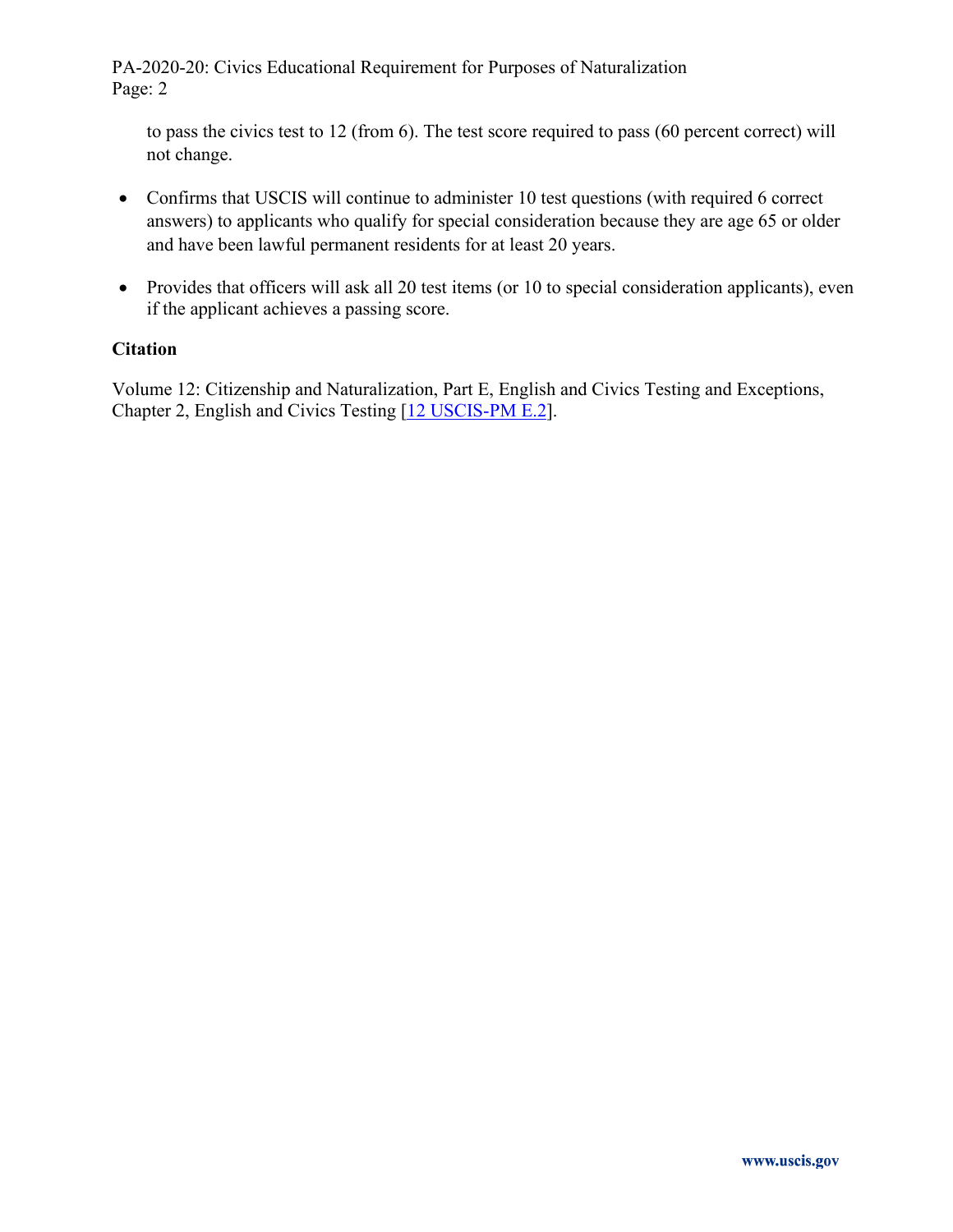to pass the civics test to 12 (from 6). The test score required to pass (60 percent correct) will not change.

- Confirms that USCIS will continue to administer 10 test questions (with required 6 correct answers) to applicants who qualify for special consideration because they are age 65 or older and have been lawful permanent residents for at least 20 years.

- Provides that officers will ask all 20 test items (or 10 to special consideration applicants), even if the applicant achieves a passing score.

**Citation**

Volume 12: Citizenship and Naturalization, Part E, English and Civics Testing and Exceptions, Chapter 2, English and Civics Testing [12 USCIS-PM E.2].